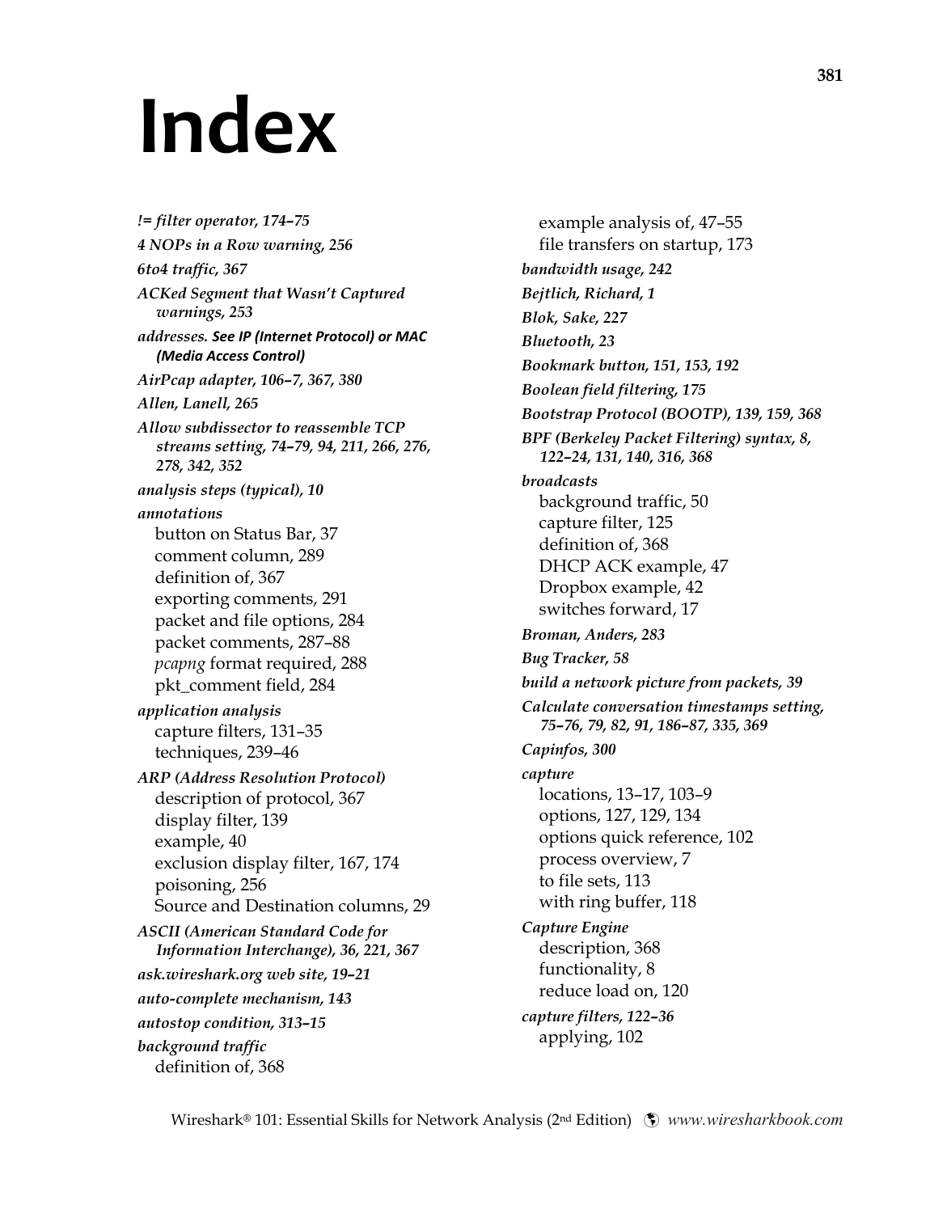# Index

***!= filter operator, 174–75***

***4 NOPs in a Row warning, 256***

***6to4 traffic, 367***

***ACKed Segment that Wasn't Captured warnings, 253***

***addresses. See IP (Internet Protocol) or MAC (Media Access Control)***

***AirPcap adapter, 106–7, 367, 380***

***Allen, Lanell, 265***

***Allow subdissector to reassemble TCP streams setting, 74–79, 94, 211, 266, 276, 278, 342, 352***

***analysis steps (typical), 10***

***annotations***
- button on Status Bar, 37
- comment column, 289
- definition of, 367
- exporting comments, 291
- packet and file options, 284
- packet comments, 287–88
- *pcapng* format required, 288
- pkt_comment field, 284

***application analysis***
- capture filters, 131–35
- techniques, 239–46

***ARP (Address Resolution Protocol)***
- description of protocol, 367
- display filter, 139
- example, 40
- exclusion display filter, 167, 174
- poisoning, 256
- Source and Destination columns, 29

***ASCII (American Standard Code for Information Interchange), 36, 221, 367***

***ask.wireshark.org web site, 19–21***

***auto-complete mechanism, 143***

***autostop condition, 313–15***

***background traffic***
- definition of, 368
- example analysis of, 47–55
- file transfers on startup, 173

***bandwidth usage, 242***

***Bejtlich, Richard, 1***

***Blok, Sake, 227***

***Bluetooth, 23***

***Bookmark button, 151, 153, 192***

***Boolean field filtering, 175***

***Bootstrap Protocol (BOOTP), 139, 159, 368***

***BPF (Berkeley Packet Filtering) syntax, 8, 122–24, 131, 140, 316, 368***

***broadcasts***
- background traffic, 50
- capture filter, 125
- definition of, 368
- DHCP ACK example, 47
- Dropbox example, 42
- switches forward, 17

***Broman, Anders, 283***

***Bug Tracker, 58***

***build a network picture from packets, 39***

***Calculate conversation timestamps setting, 75–76, 79, 82, 91, 186–87, 335, 369***

***Capinfos, 300***

***capture***
- locations, 13–17, 103–9
- options, 127, 129, 134
- options quick reference, 102
- process overview, 7
- to file sets, 113
- with ring buffer, 118

***Capture Engine***
- description, 368
- functionality, 8
- reduce load on, 120

***capture filters, 122–36***
- applying, 102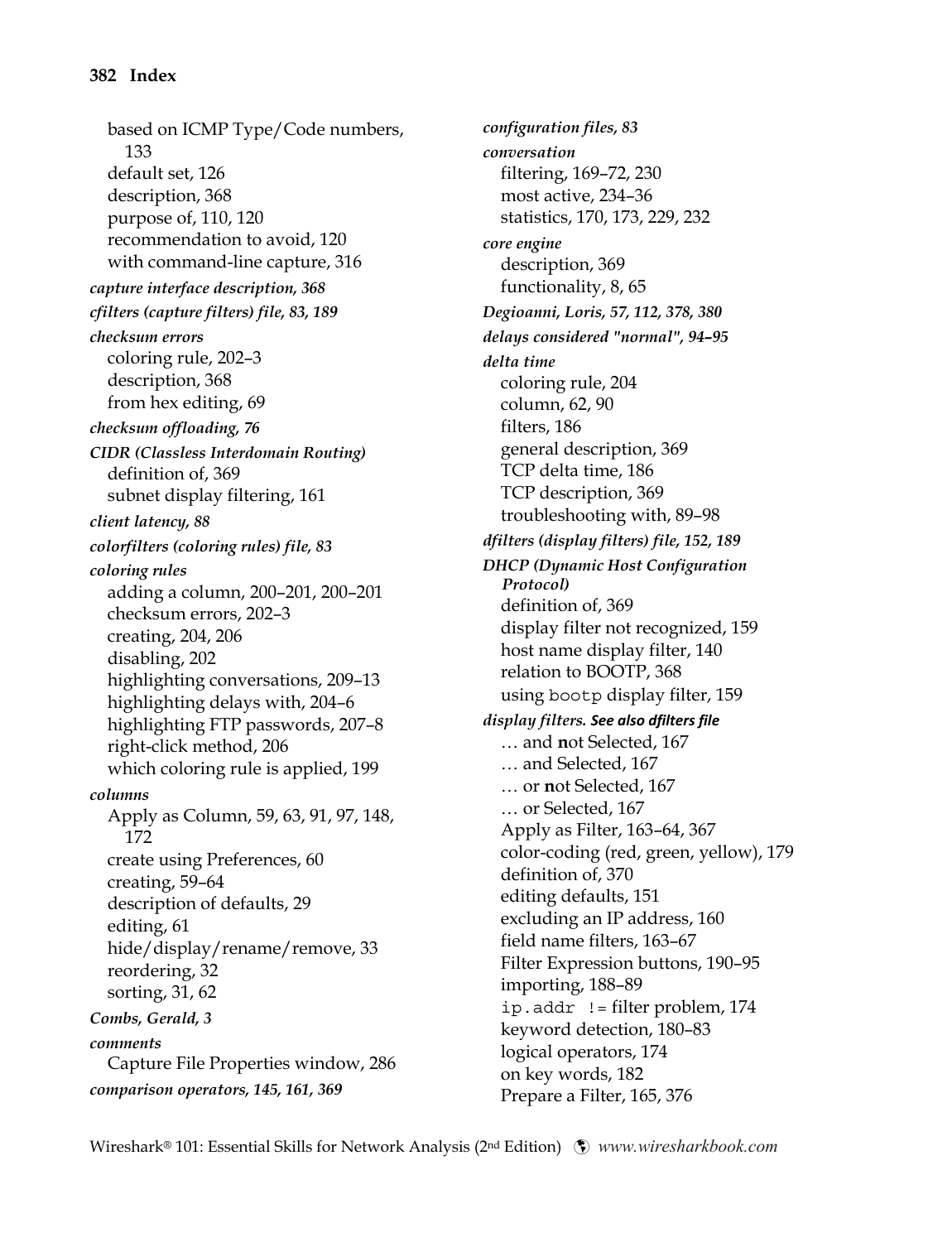based on ICMP Type/Code numbers, 133
default set, 126
description, 368
purpose of, 110, 120
recommendation to avoid, 120
with command-line capture, 316

***capture interface description, 368***

***cfilters (capture filters) file, 83, 189***

***checksum errors***
coloring rule, 202–3
description, 368
from hex editing, 69

***checksum offloading, 76***

***CIDR (Classless Interdomain Routing)***
definition of, 369
subnet display filtering, 161

***client latency, 88***

***colorfilters (coloring rules) file, 83***

***coloring rules***
adding a column, 200–201, 200–201
checksum errors, 202–3
creating, 204, 206
disabling, 202
highlighting conversations, 209–13
highlighting delays with, 204–6
highlighting FTP passwords, 207–8
right-click method, 206
which coloring rule is applied, 199

***columns***
Apply as Column, 59, 63, 91, 97, 148, 172
create using Preferences, 60
creating, 59–64
description of defaults, 29
editing, 61
hide/display/rename/remove, 33
reordering, 32
sorting, 31, 62

***Combs, Gerald, 3***

***comments***
Capture File Properties window, 286

***comparison operators, 145, 161, 369***

***configuration files, 83***

***conversation***
filtering, 169–72, 230
most active, 234–36
statistics, 170, 173, 229, 232

***core engine***
description, 369
functionality, 8, 65

***Degioanni, Loris, 57, 112, 378, 380***

***delays considered "normal", 94–95***

***delta time***
coloring rule, 204
column, 62, 90
filters, 186
general description, 369
TCP delta time, 186
TCP description, 369
troubleshooting with, 89–98

***dfilters (display filters) file, 152, 189***

***DHCP (Dynamic Host Configuration Protocol)***
definition of, 369
display filter not recognized, 159
host name display filter, 140
relation to BOOTP, 368
using `bootp` display filter, 159

***display filters. See also dfilters file***
… and **n**ot Selected, 167
… and Selected, 167
… or **n**ot Selected, 167
… or Selected, 167
Apply as Filter, 163–64, 367
color-coding (red, green, yellow), 179
definition of, 370
editing defaults, 151
excluding an IP address, 160
field name filters, 163–67
Filter Expression buttons, 190–95
importing, 188–89
`ip.addr !=` filter problem, 174
keyword detection, 180–83
logical operators, 174
on key words, 182
Prepare a Filter, 165, 376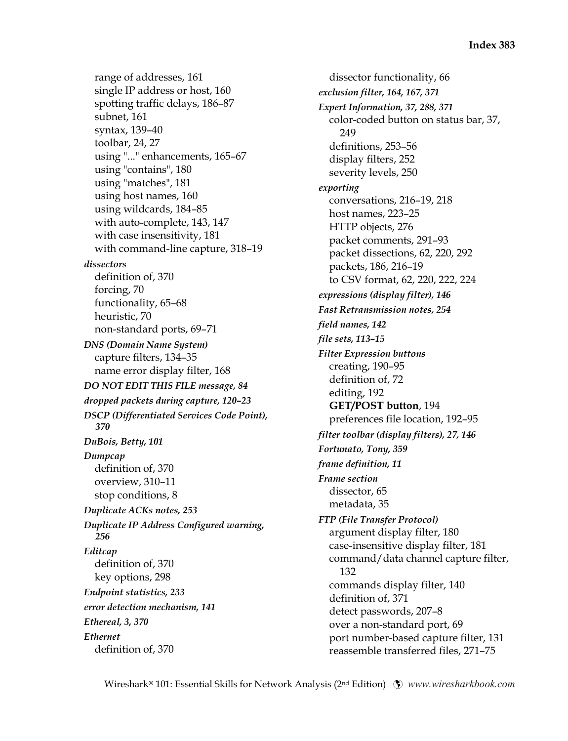range of addresses, 161
single IP address or host, 160
spotting traffic delays, 186–87
subnet, 161
syntax, 139–40
toolbar, 24, 27
using "..." enhancements, 165–67
using "contains", 180
using "matches", 181
using host names, 160
using wildcards, 184–85
with auto-complete, 143, 147
with case insensitivity, 181
with command-line capture, 318–19

***dissectors***
definition of, 370
forcing, 70
functionality, 65–68
heuristic, 70
non-standard ports, 69–71

***DNS (Domain Name System)***
capture filters, 134–35
name error display filter, 168

***DO NOT EDIT THIS FILE message, 84***

***dropped packets during capture, 120–23***

***DSCP (Differentiated Services Code Point), 370***

***DuBois, Betty, 101***

***Dumpcap***
definition of, 370
overview, 310–11
stop conditions, 8

***Duplicate ACKs notes, 253***

***Duplicate IP Address Configured warning, 256***

***Editcap***
definition of, 370
key options, 298

***Endpoint statistics, 233***

***error detection mechanism, 141***

***Ethereal, 3, 370***

***Ethernet***
definition of, 370
dissector functionality, 66

***exclusion filter, 164, 167, 371***

***Expert Information, 37, 288, 371***
color-coded button on status bar, 37, 249
definitions, 253–56
display filters, 252
severity levels, 250

***exporting***
conversations, 216–19, 218
host names, 223–25
HTTP objects, 276
packet comments, 291–93
packet dissections, 62, 220, 292
packets, 186, 216–19
to CSV format, 62, 220, 222, 224

***expressions (display filter), 146***

***Fast Retransmission notes, 254***

***field names, 142***

***file sets, 113–15***

***Filter Expression buttons***
creating, 190–95
definition of, 72
editing, 192
**GET/POST button**, 194
preferences file location, 192–95

***filter toolbar (display filters), 27, 146***

***Fortunato, Tony, 359***

***frame definition, 11***

***Frame section***
dissector, 65
metadata, 35

***FTP (File Transfer Protocol)***
argument display filter, 180
case-insensitive display filter, 181
command/data channel capture filter, 132
commands display filter, 140
definition of, 371
detect passwords, 207–8
over a non-standard port, 69
port number-based capture filter, 131
reassemble transferred files, 271–75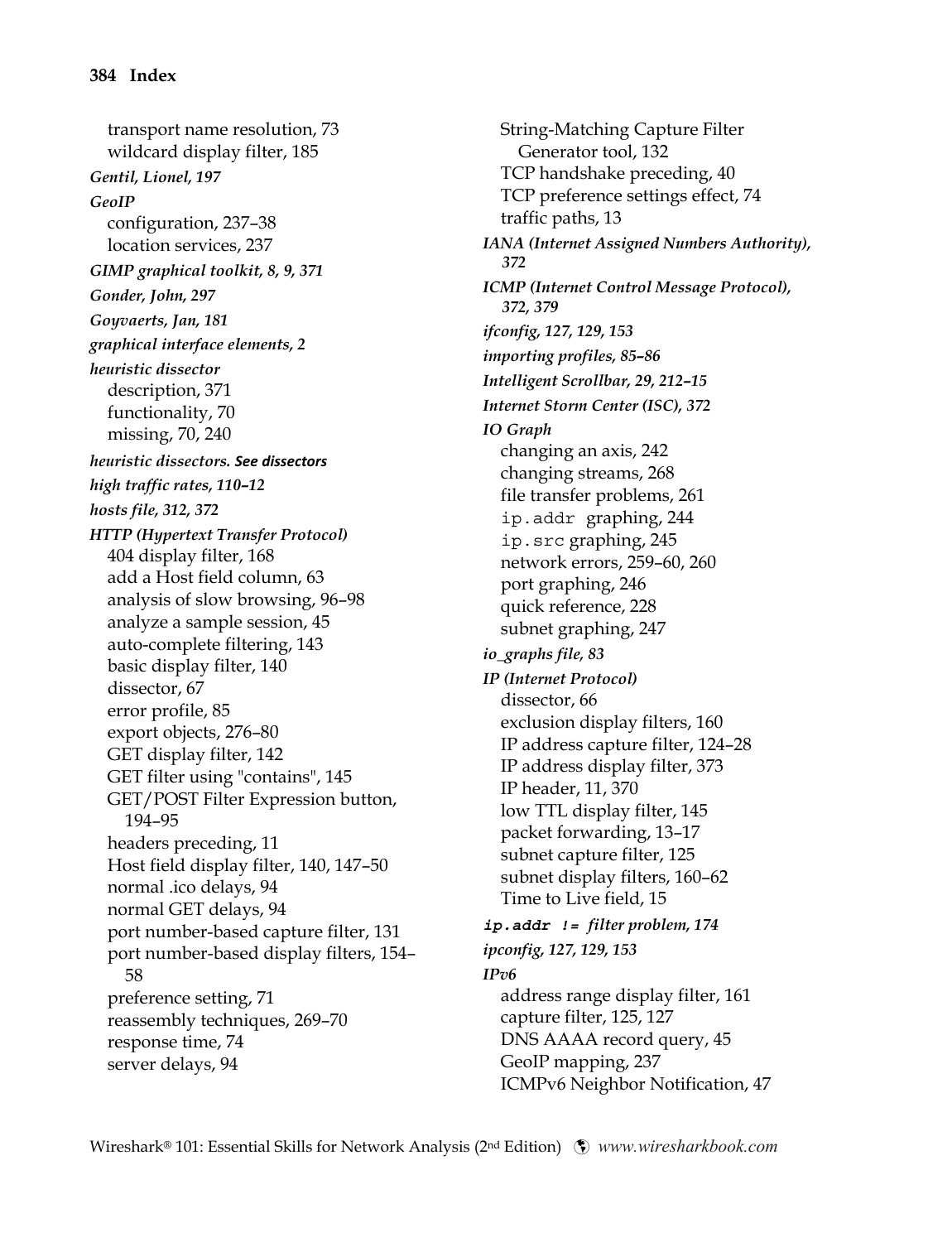transport name resolution, 73
wildcard display filter, 185

***Gentil, Lionel, 197***

***GeoIP***
configuration, 237–38
location services, 237

***GIMP graphical toolkit, 8, 9, 371***

***Gonder, John, 297***

***Goyvaerts, Jan, 181***

***graphical interface elements, 2***

***heuristic dissector***
description, 371
functionality, 70
missing, 70, 240

***heuristic dissectors. See dissectors***

***high traffic rates, 110–12***

***hosts file, 312, 372***

***HTTP (Hypertext Transfer Protocol)***
404 display filter, 168
add a Host field column, 63
analysis of slow browsing, 96–98
analyze a sample session, 45
auto-complete filtering, 143
basic display filter, 140
dissector, 67
error profile, 85
export objects, 276–80
GET display filter, 142
GET filter using "contains", 145
GET/POST Filter Expression button, 194–95
headers preceding, 11
Host field display filter, 140, 147–50
normal .ico delays, 94
normal GET delays, 94
port number-based capture filter, 131
port number-based display filters, 154–58
preference setting, 71
reassembly techniques, 269–70
response time, 74
server delays, 94
String-Matching Capture Filter Generator tool, 132
TCP handshake preceding, 40
TCP preference settings effect, 74
traffic paths, 13

***IANA (Internet Assigned Numbers Authority), 372***

***ICMP (Internet Control Message Protocol), 372, 379***

***ifconfig, 127, 129, 153***

***importing profiles, 85–86***

***Intelligent Scrollbar, 29, 212–15***

***Internet Storm Center (ISC), 372***

***IO Graph***
changing an axis, 242
changing streams, 268
file transfer problems, 261
`ip.addr` graphing, 244
`ip.src` graphing, 245
network errors, 259–60, 260
port graphing, 246
quick reference, 228
subnet graphing, 247

***io_graphs file, 83***

***IP (Internet Protocol)***
dissector, 66
exclusion display filters, 160
IP address capture filter, 124–28
IP address display filter, 373
IP header, 11, 370
low TTL display filter, 145
packet forwarding, 13–17
subnet capture filter, 125
subnet display filters, 160–62
Time to Live field, 15

***`ip.addr !=` filter problem, 174***

***ipconfig, 127, 129, 153***

***IPv6***
address range display filter, 161
capture filter, 125, 127
DNS AAAA record query, 45
GeoIP mapping, 237
ICMPv6 Neighbor Notification, 47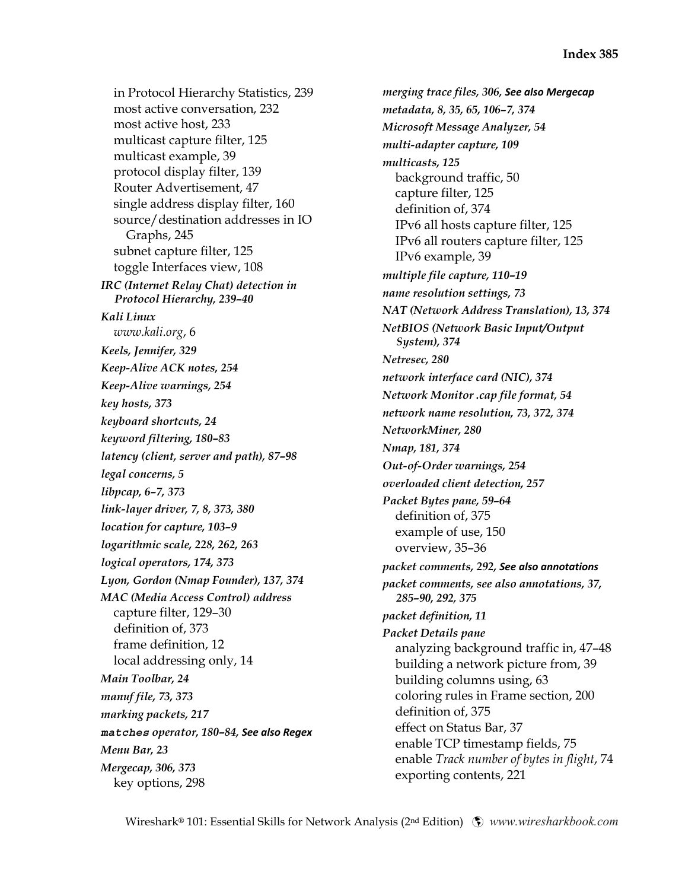in Protocol Hierarchy Statistics, 239
most active conversation, 232
most active host, 233
multicast capture filter, 125
multicast example, 39
protocol display filter, 139
Router Advertisement, 47
single address display filter, 160
source/destination addresses in IO Graphs, 245
subnet capture filter, 125
toggle Interfaces view, 108

***IRC (Internet Relay Chat) detection in Protocol Hierarchy, 239–40***

***Kali Linux***
*www.kali.org*, 6

***Keels, Jennifer, 329***

***Keep-Alive ACK notes, 254***

***Keep-Alive warnings, 254***

***key hosts, 373***

***keyboard shortcuts, 24***

***keyword filtering, 180–83***

***latency (client, server and path), 87–98***

***legal concerns, 5***

***libpcap, 6–7, 373***

***link-layer driver, 7, 8, 373, 380***

***location for capture, 103–9***

***logarithmic scale, 228, 262, 263***

***logical operators, 174, 373***

***Lyon, Gordon (Nmap Founder), 137, 374***

***MAC (Media Access Control) address***
capture filter, 129–30
definition of, 373
frame definition, 12
local addressing only, 14

***Main Toolbar, 24***

***manuf file, 73, 373***

***marking packets, 217***

***`matches` operator, 180–84, See also Regex***

***Menu Bar, 23***

***Mergecap, 306, 373***
key options, 298

***merging trace files, 306, See also Mergecap***

***metadata, 8, 35, 65, 106–7, 374***

***Microsoft Message Analyzer, 54***

***multi-adapter capture, 109***

***multicasts, 125***
background traffic, 50
capture filter, 125
definition of, 374
IPv6 all hosts capture filter, 125
IPv6 all routers capture filter, 125
IPv6 example, 39

***multiple file capture, 110–19***

***name resolution settings, 73***

***NAT (Network Address Translation), 13, 374***

***NetBIOS (Network Basic Input/Output System), 374***

***Netresec, 280***

***network interface card (NIC), 374***

***Network Monitor .cap file format, 54***

***network name resolution, 73, 372, 374***

***NetworkMiner, 280***

***Nmap, 181, 374***

***Out-of-Order warnings, 254***

***overloaded client detection, 257***

***Packet Bytes pane, 59–64***
definition of, 375
example of use, 150
overview, 35–36

***packet comments, 292, See also annotations***

***packet comments, see also annotations, 37, 285–90, 292, 375***

***packet definition, 11***

***Packet Details pane***
analyzing background traffic in, 47–48
building a network picture from, 39
building columns using, 63
coloring rules in Frame section, 200
definition of, 375
effect on Status Bar, 37
enable TCP timestamp fields, 75
enable *Track number of bytes in flight*, 74
exporting contents, 221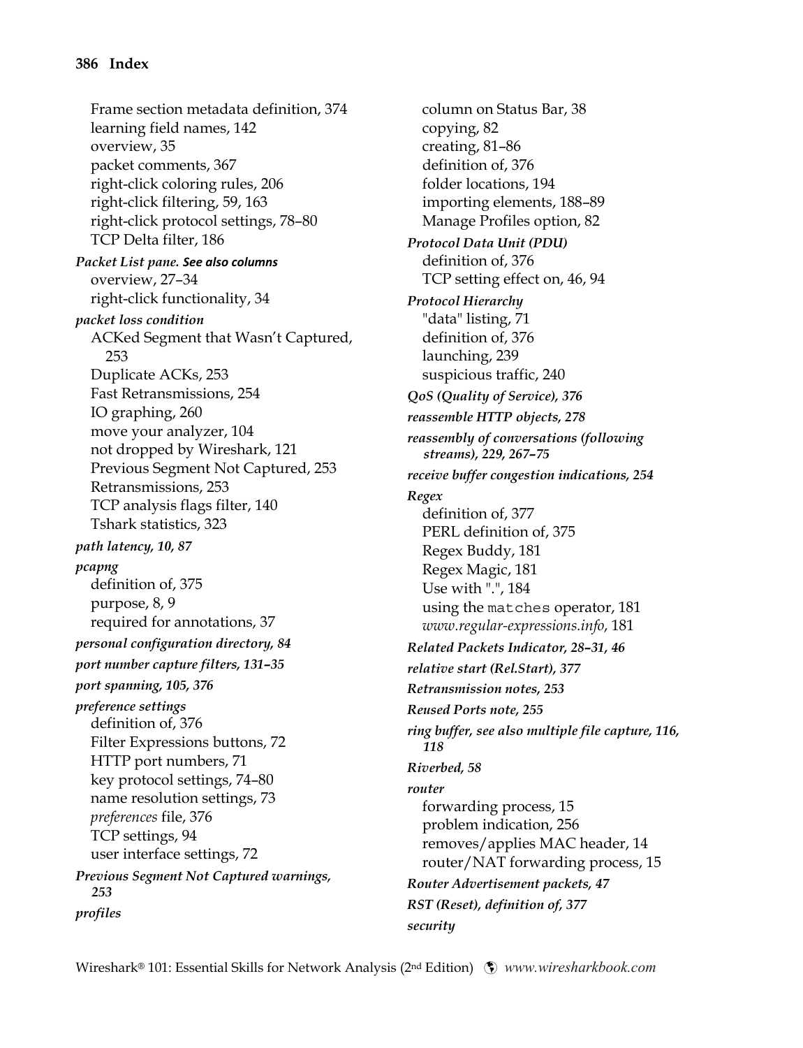Frame section metadata definition, 374
learning field names, 142
overview, 35
packet comments, 367
right-click coloring rules, 206
right-click filtering, 59, 163
right-click protocol settings, 78–80
TCP Delta filter, 186

***Packet List pane. See also columns***
overview, 27–34
right-click functionality, 34

***packet loss condition***
ACKed Segment that Wasn't Captured, 253
Duplicate ACKs, 253
Fast Retransmissions, 254
IO graphing, 260
move your analyzer, 104
not dropped by Wireshark, 121
Previous Segment Not Captured, 253
Retransmissions, 253
TCP analysis flags filter, 140
Tshark statistics, 323

***path latency, 10, 87***

***pcapng***
definition of, 375
purpose, 8, 9
required for annotations, 37

***personal configuration directory, 84***

***port number capture filters, 131–35***

***port spanning, 105, 376***

***preference settings***
definition of, 376
Filter Expressions buttons, 72
HTTP port numbers, 71
key protocol settings, 74–80
name resolution settings, 73
*preferences* file, 376
TCP settings, 94
user interface settings, 72

***Previous Segment Not Captured warnings, 253***

***profiles***
column on Status Bar, 38
copying, 82
creating, 81–86
definition of, 376
folder locations, 194
importing elements, 188–89
Manage Profiles option, 82

***Protocol Data Unit (PDU)***
definition of, 376
TCP setting effect on, 46, 94

***Protocol Hierarchy***
"data" listing, 71
definition of, 376
launching, 239
suspicious traffic, 240

***QoS (Quality of Service), 376***

***reassemble HTTP objects, 278***

***reassembly of conversations (following streams), 229, 267–75***

***receive buffer congestion indications, 254***

***Regex***
definition of, 377
PERL definition of, 375
Regex Buddy, 181
Regex Magic, 181
Use with ".", 184
using the `matches` operator, 181
*www.regular-expressions.info*, 181

***Related Packets Indicator, 28–31, 46***

***relative start (Rel.Start), 377***

***Retransmission notes, 253***

***Reused Ports note, 255***

***ring buffer, see also multiple file capture, 116, 118***

***Riverbed, 58***

***router***
forwarding process, 15
problem indication, 256
removes/applies MAC header, 14
router/NAT forwarding process, 15

***Router Advertisement packets, 47***

***RST (Reset), definition of, 377***

***security***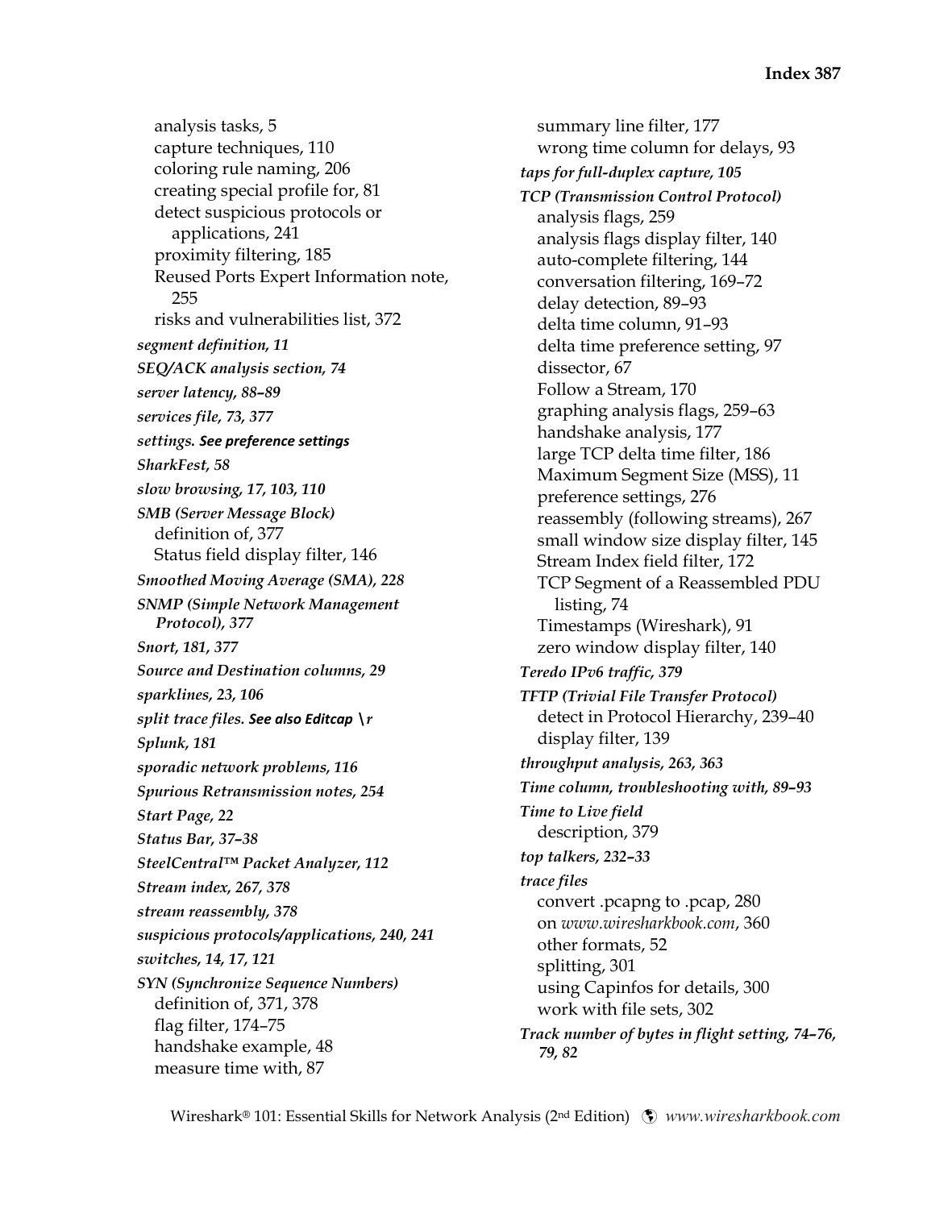analysis tasks, 5
capture techniques, 110
coloring rule naming, 206
creating special profile for, 81
detect suspicious protocols or applications, 241
proximity filtering, 185
Reused Ports Expert Information note, 255
risks and vulnerabilities list, 372

***segment definition, 11***

***SEQ/ACK analysis section, 74***

***server latency, 88–89***

***services file, 73, 377***

***settings. See preference settings***

***SharkFest, 58***

***slow browsing, 17, 103, 110***

***SMB (Server Message Block)***
definition of, 377
Status field display filter, 146

***Smoothed Moving Average (SMA), 228***

***SNMP (Simple Network Management Protocol), 377***

***Snort, 181, 377***

***Source and Destination columns, 29***

***sparklines, 23, 106***

***split trace files. See also Editcap \r***

***Splunk, 181***

***sporadic network problems, 116***

***Spurious Retransmission notes, 254***

***Start Page, 22***

***Status Bar, 37–38***

***SteelCentral™ Packet Analyzer, 112***

***Stream index, 267, 378***

***stream reassembly, 378***

***suspicious protocols/applications, 240, 241***

***switches, 14, 17, 121***

***SYN (Synchronize Sequence Numbers)***
definition of, 371, 378
flag filter, 174–75
handshake example, 48
measure time with, 87
summary line filter, 177
wrong time column for delays, 93

***taps for full-duplex capture, 105***

***TCP (Transmission Control Protocol)***
analysis flags, 259
analysis flags display filter, 140
auto-complete filtering, 144
conversation filtering, 169–72
delay detection, 89–93
delta time column, 91–93
delta time preference setting, 97
dissector, 67
Follow a Stream, 170
graphing analysis flags, 259–63
handshake analysis, 177
large TCP delta time filter, 186
Maximum Segment Size (MSS), 11
preference settings, 276
reassembly (following streams), 267
small window size display filter, 145
Stream Index field filter, 172
TCP Segment of a Reassembled PDU listing, 74
Timestamps (Wireshark), 91
zero window display filter, 140

***Teredo IPv6 traffic, 379***

***TFTP (Trivial File Transfer Protocol)***
detect in Protocol Hierarchy, 239–40
display filter, 139

***throughput analysis, 263, 363***

***Time column, troubleshooting with, 89–93***

***Time to Live field***
description, 379

***top talkers, 232–33***

***trace files***
convert .pcapng to .pcap, 280
on *www.wiresharkbook.com*, 360
other formats, 52
splitting, 301
using Capinfos for details, 300
work with file sets, 302

***Track number of bytes in flight setting, 74–76, 79, 82***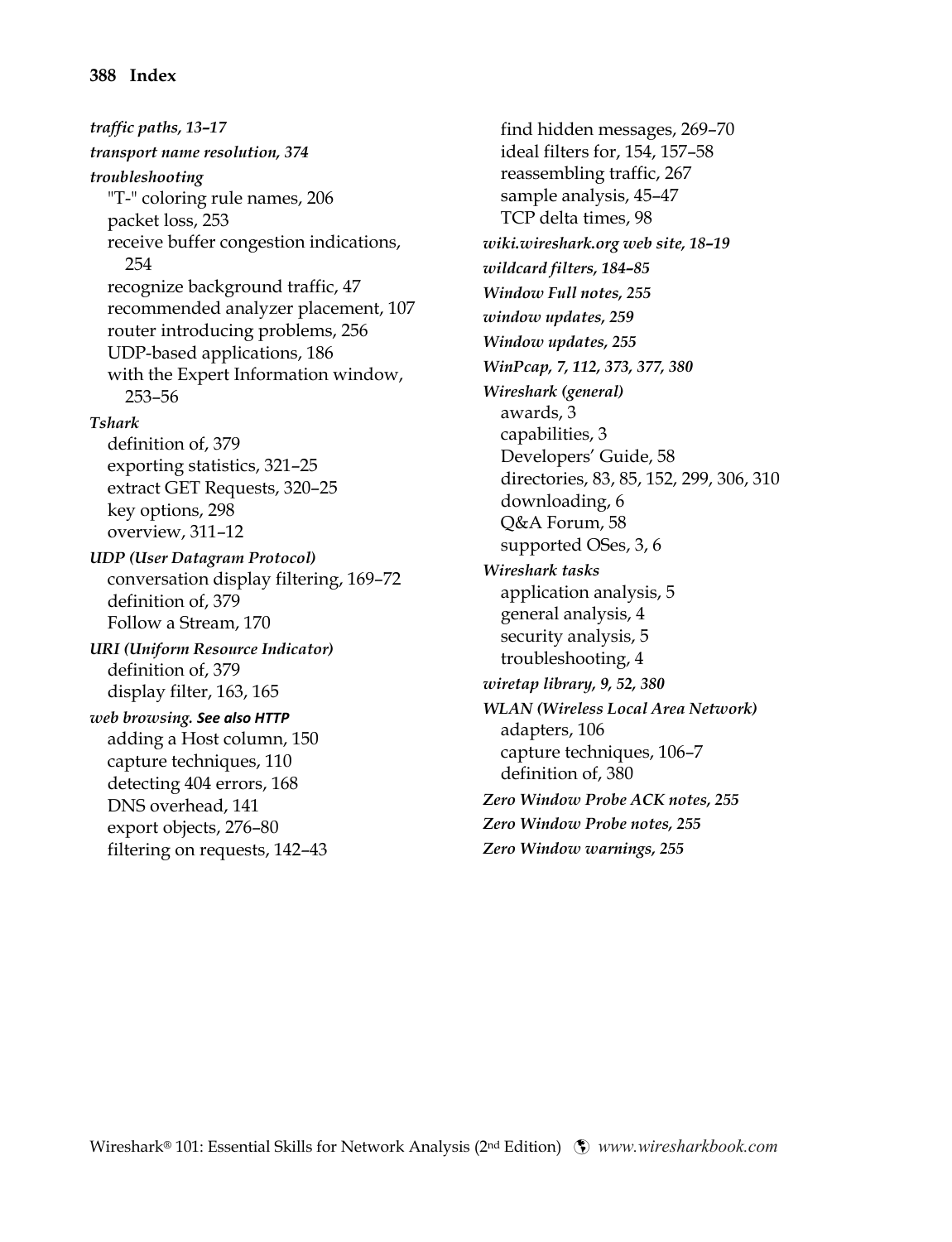*traffic paths, 13–17*

*transport name resolution, 374*

*troubleshooting*
- "T-" coloring rule names, 206
- packet loss, 253
- receive buffer congestion indications, 254
- recognize background traffic, 47
- recommended analyzer placement, 107
- router introducing problems, 256
- UDP-based applications, 186
- with the Expert Information window, 253–56

*Tshark*
- definition of, 379
- exporting statistics, 321–25
- extract GET Requests, 320–25
- key options, 298
- overview, 311–12

*UDP (User Datagram Protocol)*
- conversation display filtering, 169–72
- definition of, 379
- Follow a Stream, 170

*URI (Uniform Resource Indicator)*
- definition of, 379
- display filter, 163, 165

*web browsing. See also HTTP*
- adding a Host column, 150
- capture techniques, 110
- detecting 404 errors, 168
- DNS overhead, 141
- export objects, 276–80
- filtering on requests, 142–43
- find hidden messages, 269–70
- ideal filters for, 154, 157–58
- reassembling traffic, 267
- sample analysis, 45–47
- TCP delta times, 98

*wiki.wireshark.org web site, 18–19*

*wildcard filters, 184–85*

*Window Full notes, 255*

*window updates, 259*

*Window updates, 255*

*WinPcap, 7, 112, 373, 377, 380*

*Wireshark (general)*
- awards, 3
- capabilities, 3
- Developers' Guide, 58
- directories, 83, 85, 152, 299, 306, 310
- downloading, 6
- Q&A Forum, 58
- supported OSes, 3, 6

*Wireshark tasks*
- application analysis, 5
- general analysis, 4
- security analysis, 5
- troubleshooting, 4

*wiretap library, 9, 52, 380*

*WLAN (Wireless Local Area Network)*
- adapters, 106
- capture techniques, 106–7
- definition of, 380

*Zero Window Probe ACK notes, 255*

*Zero Window Probe notes, 255*

*Zero Window warnings, 255*